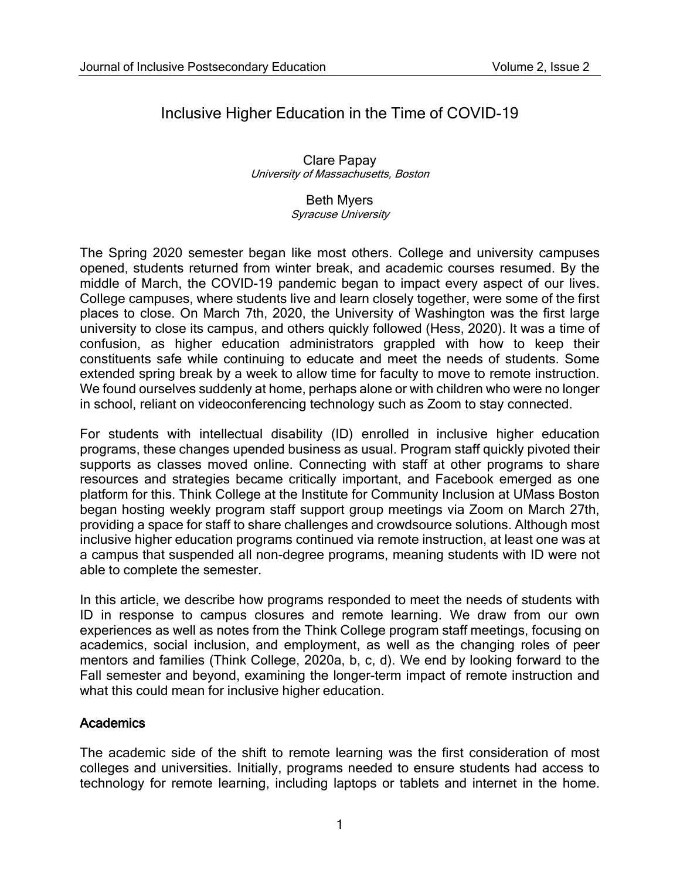# Inclusive Higher Education in the Time of COVID-19

Clare Papay
*University of Massachusetts, Boston*

Beth Myers
*Syracuse University*

The Spring 2020 semester began like most others. College and university campuses opened, students returned from winter break, and academic courses resumed. By the middle of March, the COVID-19 pandemic began to impact every aspect of our lives. College campuses, where students live and learn closely together, were some of the first places to close. On March 7th, 2020, the University of Washington was the first large university to close its campus, and others quickly followed (Hess, 2020). It was a time of confusion, as higher education administrators grappled with how to keep their constituents safe while continuing to educate and meet the needs of students. Some extended spring break by a week to allow time for faculty to move to remote instruction. We found ourselves suddenly at home, perhaps alone or with children who were no longer in school, reliant on videoconferencing technology such as Zoom to stay connected.

For students with intellectual disability (ID) enrolled in inclusive higher education programs, these changes upended business as usual. Program staff quickly pivoted their supports as classes moved online. Connecting with staff at other programs to share resources and strategies became critically important, and Facebook emerged as one platform for this. Think College at the Institute for Community Inclusion at UMass Boston began hosting weekly program staff support group meetings via Zoom on March 27th, providing a space for staff to share challenges and crowdsource solutions. Although most inclusive higher education programs continued via remote instruction, at least one was at a campus that suspended all non-degree programs, meaning students with ID were not able to complete the semester.

In this article, we describe how programs responded to meet the needs of students with ID in response to campus closures and remote learning. We draw from our own experiences as well as notes from the Think College program staff meetings, focusing on academics, social inclusion, and employment, as well as the changing roles of peer mentors and families (Think College, 2020a, b, c, d). We end by looking forward to the Fall semester and beyond, examining the longer-term impact of remote instruction and what this could mean for inclusive higher education.

## Academics

The academic side of the shift to remote learning was the first consideration of most colleges and universities. Initially, programs needed to ensure students had access to technology for remote learning, including laptops or tablets and internet in the home.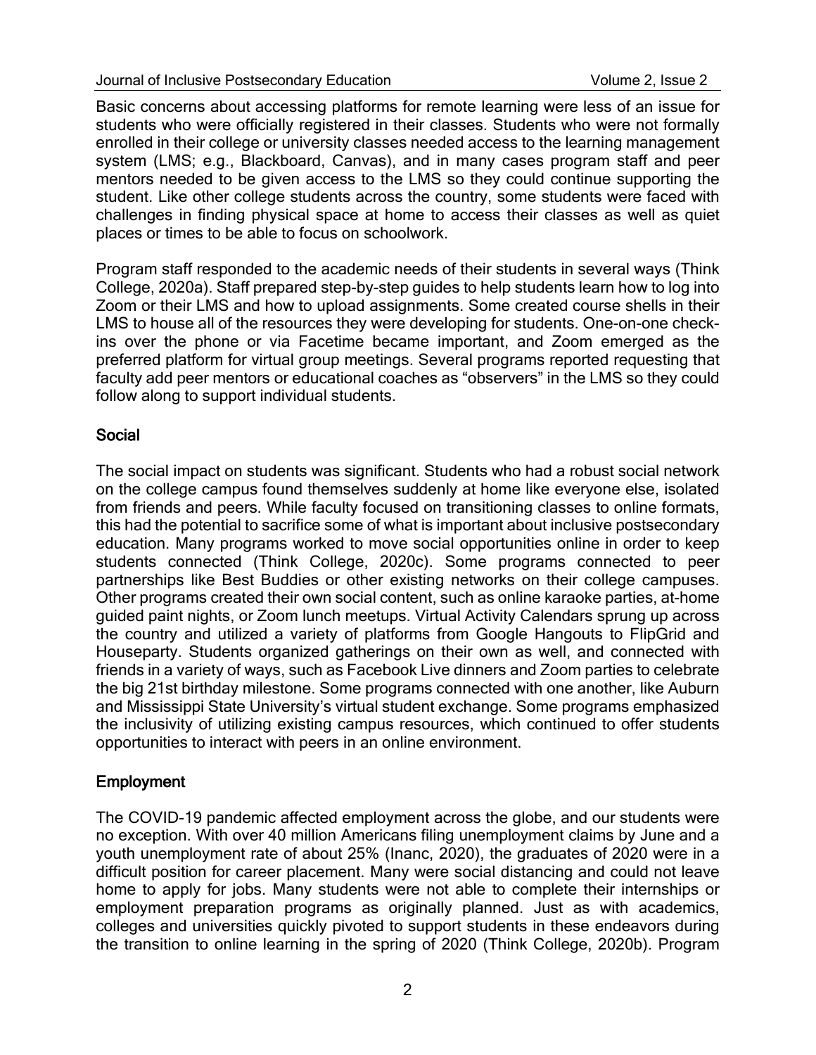Basic concerns about accessing platforms for remote learning were less of an issue for students who were officially registered in their classes. Students who were not formally enrolled in their college or university classes needed access to the learning management system (LMS; e.g., Blackboard, Canvas), and in many cases program staff and peer mentors needed to be given access to the LMS so they could continue supporting the student. Like other college students across the country, some students were faced with challenges in finding physical space at home to access their classes as well as quiet places or times to be able to focus on schoolwork.

Program staff responded to the academic needs of their students in several ways (Think College, 2020a). Staff prepared step-by-step guides to help students learn how to log into Zoom or their LMS and how to upload assignments. Some created course shells in their LMS to house all of the resources they were developing for students. One-on-one check-ins over the phone or via Facetime became important, and Zoom emerged as the preferred platform for virtual group meetings. Several programs reported requesting that faculty add peer mentors or educational coaches as "observers" in the LMS so they could follow along to support individual students.

## Social

The social impact on students was significant. Students who had a robust social network on the college campus found themselves suddenly at home like everyone else, isolated from friends and peers. While faculty focused on transitioning classes to online formats, this had the potential to sacrifice some of what is important about inclusive postsecondary education. Many programs worked to move social opportunities online in order to keep students connected (Think College, 2020c). Some programs connected to peer partnerships like Best Buddies or other existing networks on their college campuses. Other programs created their own social content, such as online karaoke parties, at-home guided paint nights, or Zoom lunch meetups. Virtual Activity Calendars sprung up across the country and utilized a variety of platforms from Google Hangouts to FlipGrid and Houseparty. Students organized gatherings on their own as well, and connected with friends in a variety of ways, such as Facebook Live dinners and Zoom parties to celebrate the big 21st birthday milestone. Some programs connected with one another, like Auburn and Mississippi State University's virtual student exchange. Some programs emphasized the inclusivity of utilizing existing campus resources, which continued to offer students opportunities to interact with peers in an online environment.

## Employment

The COVID-19 pandemic affected employment across the globe, and our students were no exception. With over 40 million Americans filing unemployment claims by June and a youth unemployment rate of about 25% (Inanc, 2020), the graduates of 2020 were in a difficult position for career placement. Many were social distancing and could not leave home to apply for jobs. Many students were not able to complete their internships or employment preparation programs as originally planned. Just as with academics, colleges and universities quickly pivoted to support students in these endeavors during the transition to online learning in the spring of 2020 (Think College, 2020b). Program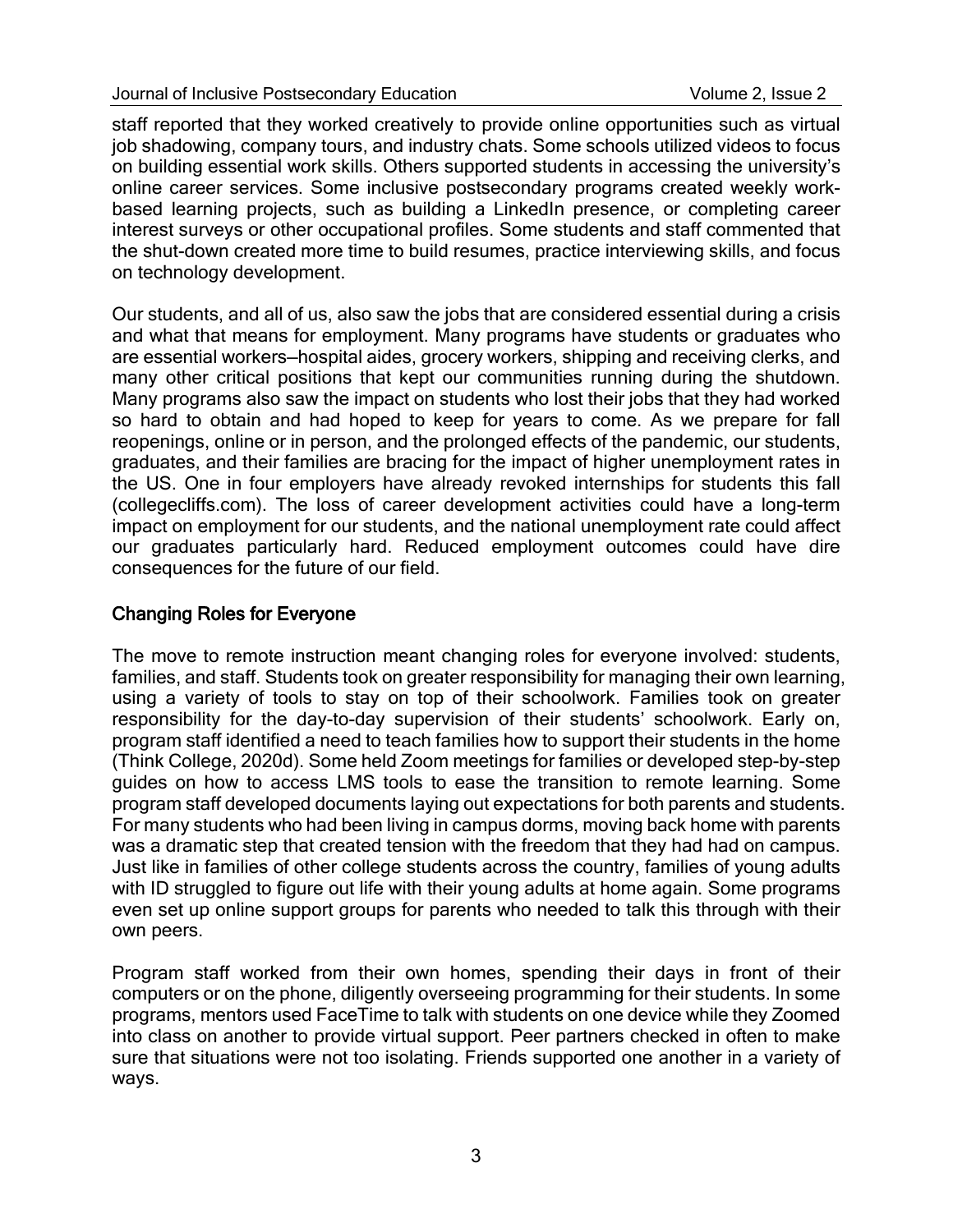staff reported that they worked creatively to provide online opportunities such as virtual job shadowing, company tours, and industry chats. Some schools utilized videos to focus on building essential work skills. Others supported students in accessing the university's online career services. Some inclusive postsecondary programs created weekly work-based learning projects, such as building a LinkedIn presence, or completing career interest surveys or other occupational profiles. Some students and staff commented that the shut-down created more time to build resumes, practice interviewing skills, and focus on technology development.

Our students, and all of us, also saw the jobs that are considered essential during a crisis and what that means for employment. Many programs have students or graduates who are essential workers—hospital aides, grocery workers, shipping and receiving clerks, and many other critical positions that kept our communities running during the shutdown. Many programs also saw the impact on students who lost their jobs that they had worked so hard to obtain and had hoped to keep for years to come. As we prepare for fall reopenings, online or in person, and the prolonged effects of the pandemic, our students, graduates, and their families are bracing for the impact of higher unemployment rates in the US. One in four employers have already revoked internships for students this fall (collegecliffs.com). The loss of career development activities could have a long-term impact on employment for our students, and the national unemployment rate could affect our graduates particularly hard. Reduced employment outcomes could have dire consequences for the future of our field.

## Changing Roles for Everyone

The move to remote instruction meant changing roles for everyone involved: students, families, and staff. Students took on greater responsibility for managing their own learning, using a variety of tools to stay on top of their schoolwork. Families took on greater responsibility for the day-to-day supervision of their students' schoolwork. Early on, program staff identified a need to teach families how to support their students in the home (Think College, 2020d). Some held Zoom meetings for families or developed step-by-step guides on how to access LMS tools to ease the transition to remote learning. Some program staff developed documents laying out expectations for both parents and students. For many students who had been living in campus dorms, moving back home with parents was a dramatic step that created tension with the freedom that they had had on campus. Just like in families of other college students across the country, families of young adults with ID struggled to figure out life with their young adults at home again. Some programs even set up online support groups for parents who needed to talk this through with their own peers.

Program staff worked from their own homes, spending their days in front of their computers or on the phone, diligently overseeing programming for their students. In some programs, mentors used FaceTime to talk with students on one device while they Zoomed into class on another to provide virtual support. Peer partners checked in often to make sure that situations were not too isolating. Friends supported one another in a variety of ways.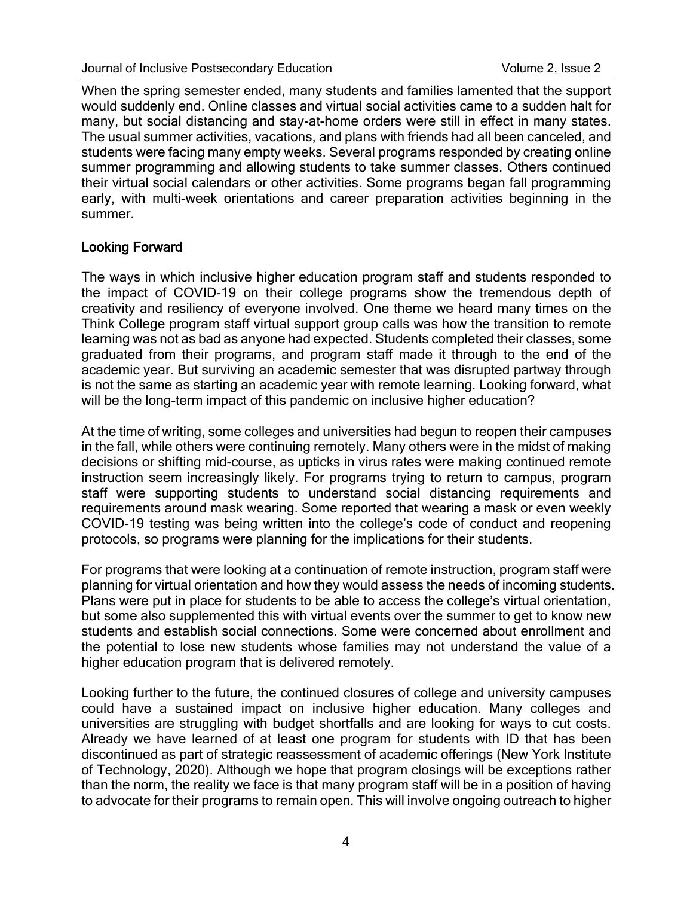When the spring semester ended, many students and families lamented that the support would suddenly end. Online classes and virtual social activities came to a sudden halt for many, but social distancing and stay-at-home orders were still in effect in many states. The usual summer activities, vacations, and plans with friends had all been canceled, and students were facing many empty weeks. Several programs responded by creating online summer programming and allowing students to take summer classes. Others continued their virtual social calendars or other activities. Some programs began fall programming early, with multi-week orientations and career preparation activities beginning in the summer.

## Looking Forward

The ways in which inclusive higher education program staff and students responded to the impact of COVID-19 on their college programs show the tremendous depth of creativity and resiliency of everyone involved. One theme we heard many times on the Think College program staff virtual support group calls was how the transition to remote learning was not as bad as anyone had expected. Students completed their classes, some graduated from their programs, and program staff made it through to the end of the academic year. But surviving an academic semester that was disrupted partway through is not the same as starting an academic year with remote learning. Looking forward, what will be the long-term impact of this pandemic on inclusive higher education?

At the time of writing, some colleges and universities had begun to reopen their campuses in the fall, while others were continuing remotely. Many others were in the midst of making decisions or shifting mid-course, as upticks in virus rates were making continued remote instruction seem increasingly likely. For programs trying to return to campus, program staff were supporting students to understand social distancing requirements and requirements around mask wearing. Some reported that wearing a mask or even weekly COVID-19 testing was being written into the college's code of conduct and reopening protocols, so programs were planning for the implications for their students.

For programs that were looking at a continuation of remote instruction, program staff were planning for virtual orientation and how they would assess the needs of incoming students. Plans were put in place for students to be able to access the college's virtual orientation, but some also supplemented this with virtual events over the summer to get to know new students and establish social connections. Some were concerned about enrollment and the potential to lose new students whose families may not understand the value of a higher education program that is delivered remotely.

Looking further to the future, the continued closures of college and university campuses could have a sustained impact on inclusive higher education. Many colleges and universities are struggling with budget shortfalls and are looking for ways to cut costs. Already we have learned of at least one program for students with ID that has been discontinued as part of strategic reassessment of academic offerings (New York Institute of Technology, 2020). Although we hope that program closings will be exceptions rather than the norm, the reality we face is that many program staff will be in a position of having to advocate for their programs to remain open. This will involve ongoing outreach to higher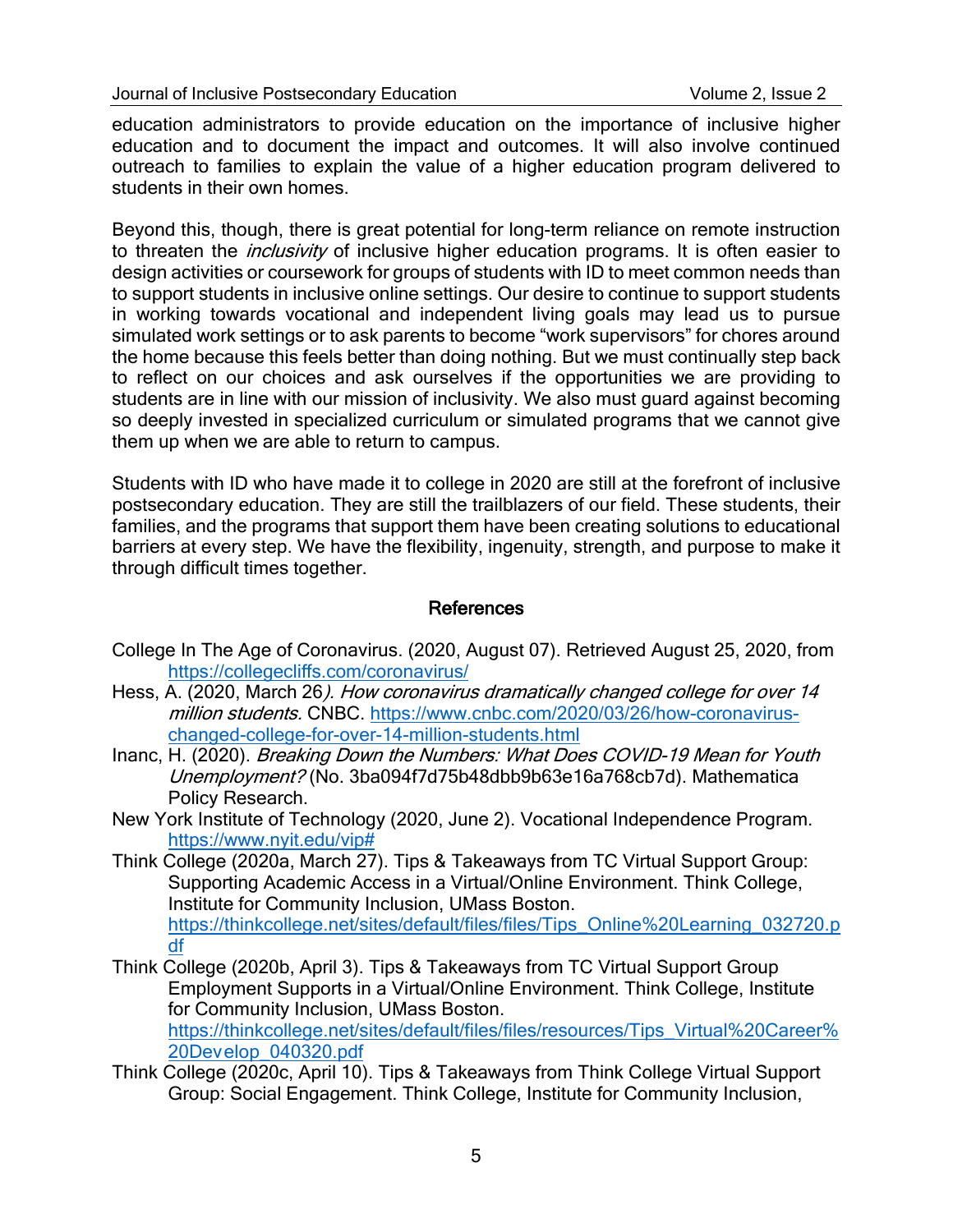education administrators to provide education on the importance of inclusive higher education and to document the impact and outcomes. It will also involve continued outreach to families to explain the value of a higher education program delivered to students in their own homes.

Beyond this, though, there is great potential for long-term reliance on remote instruction to threaten the *inclusivity* of inclusive higher education programs. It is often easier to design activities or coursework for groups of students with ID to meet common needs than to support students in inclusive online settings. Our desire to continue to support students in working towards vocational and independent living goals may lead us to pursue simulated work settings or to ask parents to become "work supervisors" for chores around the home because this feels better than doing nothing. But we must continually step back to reflect on our choices and ask ourselves if the opportunities we are providing to students are in line with our mission of inclusivity. We also must guard against becoming so deeply invested in specialized curriculum or simulated programs that we cannot give them up when we are able to return to campus.

Students with ID who have made it to college in 2020 are still at the forefront of inclusive postsecondary education. They are still the trailblazers of our field. These students, their families, and the programs that support them have been creating solutions to educational barriers at every step. We have the flexibility, ingenuity, strength, and purpose to make it through difficult times together.

## References

College In The Age of Coronavirus. (2020, August 07). Retrieved August 25, 2020, from https://collegecliffs.com/coronavirus/

Hess, A. (2020, March 26*). How coronavirus dramatically changed college for over 14 million students.* CNBC. https://www.cnbc.com/2020/03/26/how-coronavirus-changed-college-for-over-14-million-students.html

Inanc, H. (2020). *Breaking Down the Numbers: What Does COVID-19 Mean for Youth Unemployment?* (No. 3ba094f7d75b48dbb9b63e16a768cb7d). Mathematica Policy Research.

New York Institute of Technology (2020, June 2). Vocational Independence Program. https://www.nyit.edu/vip#

Think College (2020a, March 27). Tips & Takeaways from TC Virtual Support Group: Supporting Academic Access in a Virtual/Online Environment. Think College, Institute for Community Inclusion, UMass Boston. https://thinkcollege.net/sites/default/files/files/Tips_Online%20Learning_032720.pdf

Think College (2020b, April 3). Tips & Takeaways from TC Virtual Support Group Employment Supports in a Virtual/Online Environment. Think College, Institute for Community Inclusion, UMass Boston. https://thinkcollege.net/sites/default/files/files/resources/Tips_Virtual%20Career%20Develop_040320.pdf

Think College (2020c, April 10). Tips & Takeaways from Think College Virtual Support Group: Social Engagement. Think College, Institute for Community Inclusion,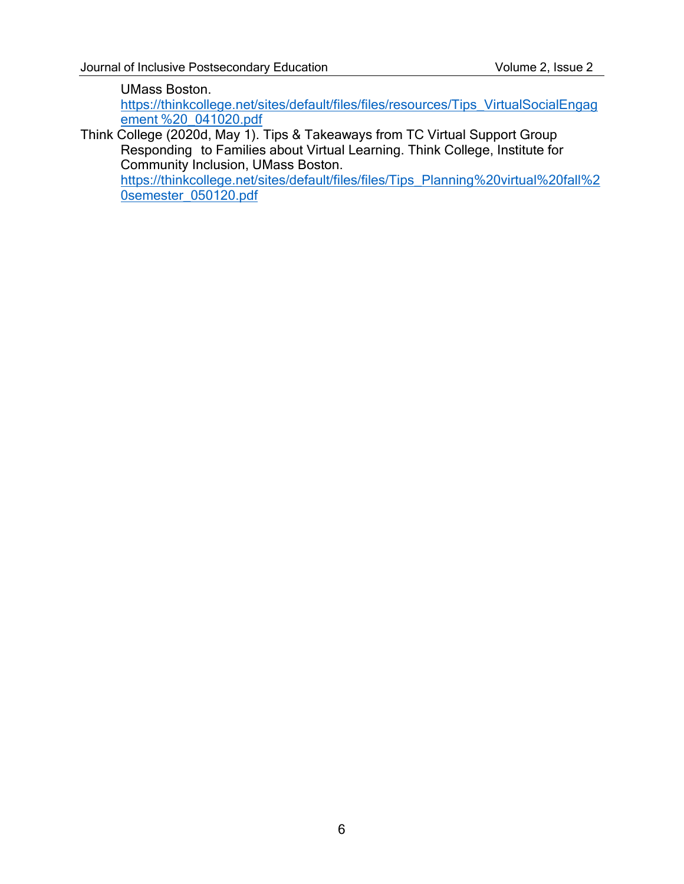UMass Boston. https://thinkcollege.net/sites/default/files/files/resources/Tips_VirtualSocialEngagement%20_041020.pdf

Think College (2020d, May 1). Tips & Takeaways from TC Virtual Support Group Responding to Families about Virtual Learning. Think College, Institute for Community Inclusion, UMass Boston. https://thinkcollege.net/sites/default/files/files/Tips_Planning%20virtual%20fall%20semester_050120.pdf